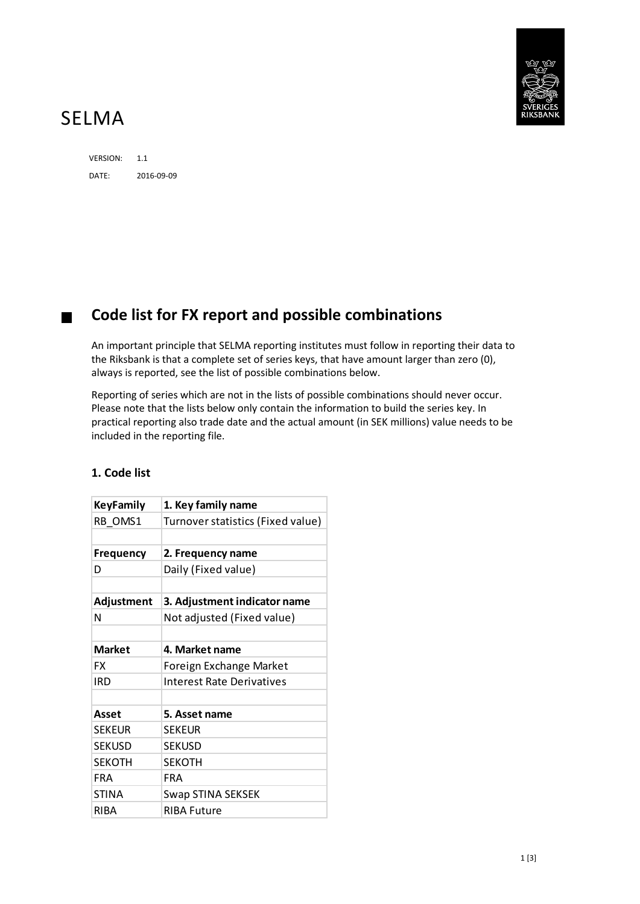# SELMA

VERSION: 1.1

DATE: 2016-09-09

## Code list for FX report and possible combinations

An important principle that SELMA reporting institutes must follow in reporting their data to the Riksbank is that a complete set of series keys, that have amount larger than zero (0), always is reported, see the list of possible combinations below.

Reporting of series which are not in the lists of possible combinations should never occur. Please note that the lists below only contain the information to build the series key. In practical reporting also trade date and the actual amount (in SEK millions) value needs to be included in the reporting file.

### 1. Code list

| **KeyFamily** | **1. Key family name** |
|---|---|
| RB_OMS1 | Turnover statistics (Fixed value) |
| | |
| **Frequency** | **2. Frequency name** |
| D | Daily (Fixed value) |
| | |
| **Adjustment** | **3. Adjustment indicator name** |
| N | Not adjusted (Fixed value) |
| | |
| **Market** | **4. Market name** |
| FX | Foreign Exchange Market |
| IRD | Interest Rate Derivatives |
| | |
| **Asset** | **5. Asset name** |
| SEKEUR | SEKEUR |
| SEKUSD | SEKUSD |
| SEKOTH | SEKOTH |
| FRA | FRA |
| STINA | Swap STINA SEKSEK |
| RIBA | RIBA Future |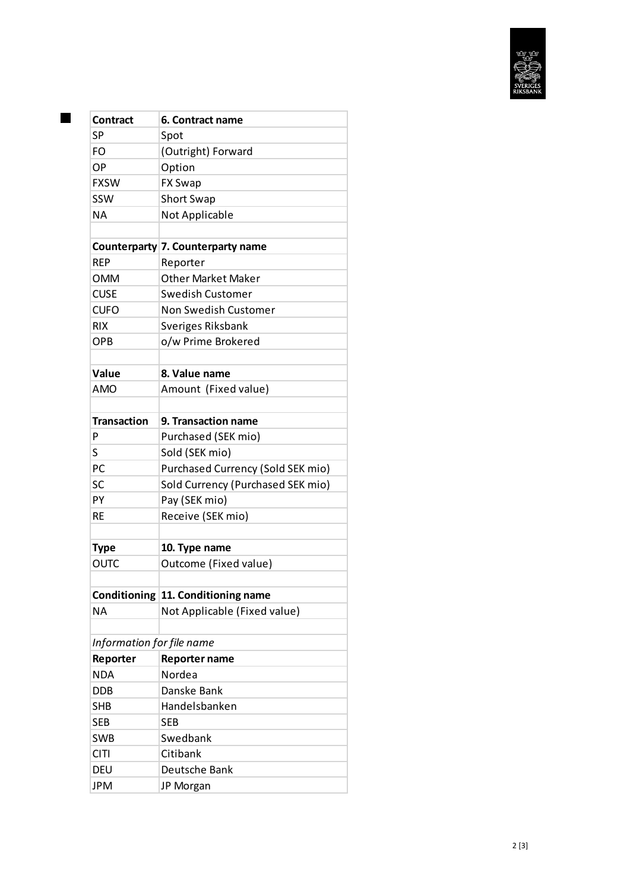| Contract | 6. Contract name |
|---|---|
| SP | Spot |
| FO | (Outright) Forward |
| OP | Option |
| FXSW | FX Swap |
| SSW | Short Swap |
| NA | Not Applicable |
| | |
| **Counterparty** | **7. Counterparty name** |
| REP | Reporter |
| OMM | Other Market Maker |
| CUSE | Swedish Customer |
| CUFO | Non Swedish Customer |
| RIX | Sveriges Riksbank |
| OPB | o/w Prime Brokered |
| | |
| **Value** | **8. Value name** |
| AMO | Amount (Fixed value) |
| | |
| **Transaction** | **9. Transaction name** |
| P | Purchased (SEK mio) |
| S | Sold (SEK mio) |
| PC | Purchased Currency (Sold SEK mio) |
| SC | Sold Currency (Purchased SEK mio) |
| PY | Pay (SEK mio) |
| RE | Receive (SEK mio) |
| | |
| **Type** | **10. Type name** |
| OUTC | Outcome (Fixed value) |
| | |
| **Conditioning** | **11. Conditioning name** |
| NA | Not Applicable (Fixed value) |
| | |
| *Information for file name* | |
| **Reporter** | **Reporter name** |
| NDA | Nordea |
| DDB | Danske Bank |
| SHB | Handelsbanken |
| SEB | SEB |
| SWB | Swedbank |
| CITI | Citibank |
| DEU | Deutsche Bank |
| JPM | JP Morgan |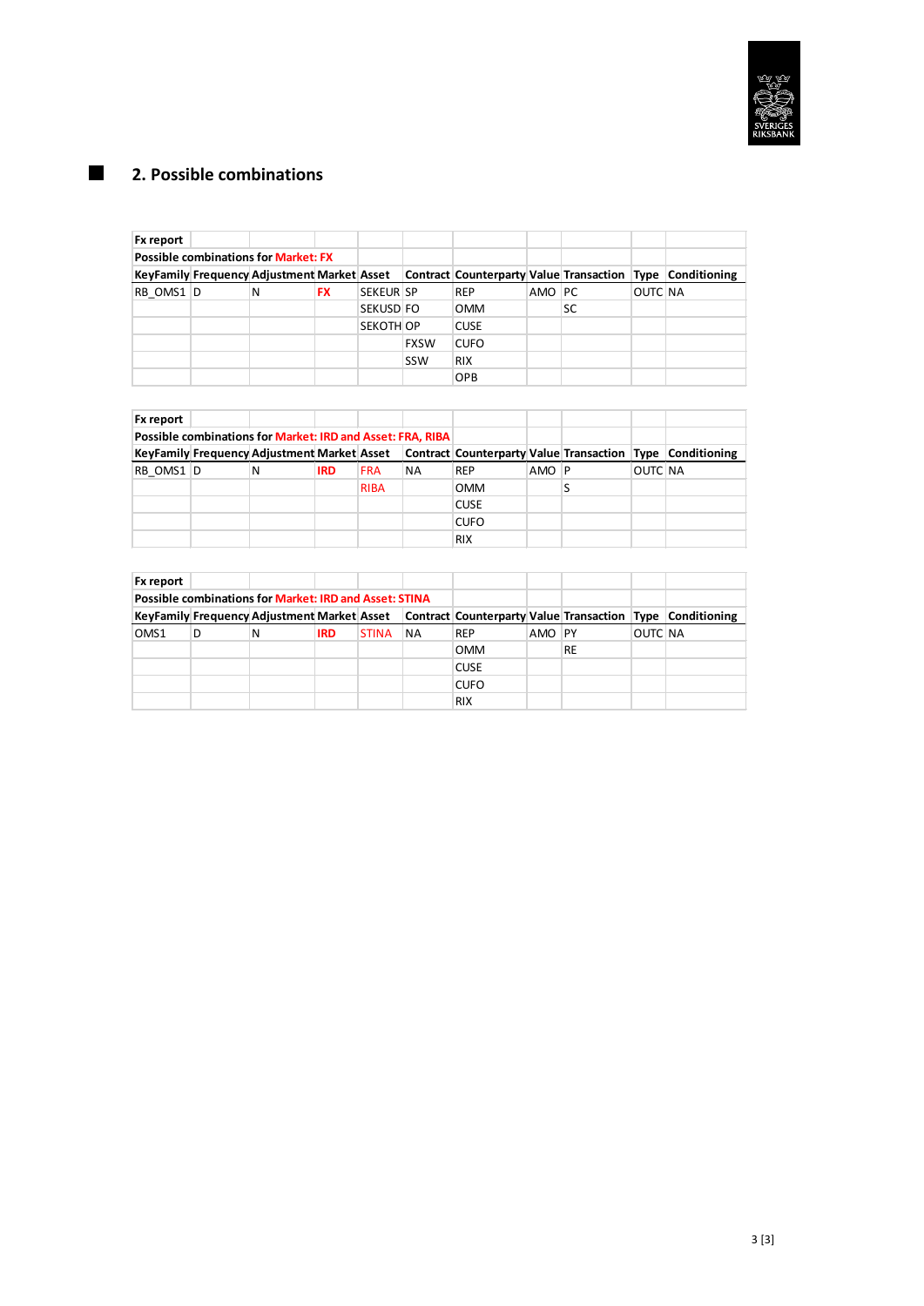## 2. Possible combinations

| Fx report | | | | | | | | | | |
|---|---|---|---|---|---|---|---|---|---|---|
| Possible combinations for Market: FX | | | | | | | | | | |
| **KeyFamily** | **Frequency** | **Adjustment** | **Market** | **Asset** | **Contract** | **Counterparty** | **Value** | **Transaction** | **Type** | **Conditioning** |
| RB_OMS1 | D | N | **FX** | SEKEUR | SP | REP | AMO | PC | OUTC | NA |
| | | | | SEKUSD | FO | OMM | | SC | | |
| | | | | SEKOTH | OP | CUSE | | | | |
| | | | | | FXSW | CUFO | | | | |
| | | | | | SSW | RIX | | | | |
| | | | | | | OPB | | | | |

| Fx report | | | | | | | | | | |
|---|---|---|---|---|---|---|---|---|---|---|
| Possible combinations for Market: IRD and Asset: FRA, RIBA | | | | | | | | | | |
| **KeyFamily** | **Frequency** | **Adjustment** | **Market** | **Asset** | **Contract** | **Counterparty** | **Value** | **Transaction** | **Type** | **Conditioning** |
| RB_OMS1 | D | N | **IRD** | FRA | NA | REP | AMO | P | OUTC | NA |
| | | | | RIBA | | OMM | | S | | |
| | | | | | | CUSE | | | | |
| | | | | | | CUFO | | | | |
| | | | | | | RIX | | | | |

| Fx report | | | | | | | | | | |
|---|---|---|---|---|---|---|---|---|---|---|
| Possible combinations for Market: IRD and Asset: STINA | | | | | | | | | | |
| **KeyFamily** | **Frequency** | **Adjustment** | **Market** | **Asset** | **Contract** | **Counterparty** | **Value** | **Transaction** | **Type** | **Conditioning** |
| OMS1 | D | N | **IRD** | STINA | NA | REP | AMO | PY | OUTC | NA |
| | | | | | | OMM | | RE | | |
| | | | | | | CUSE | | | | |
| | | | | | | CUFO | | | | |
| | | | | | | RIX | | | | |